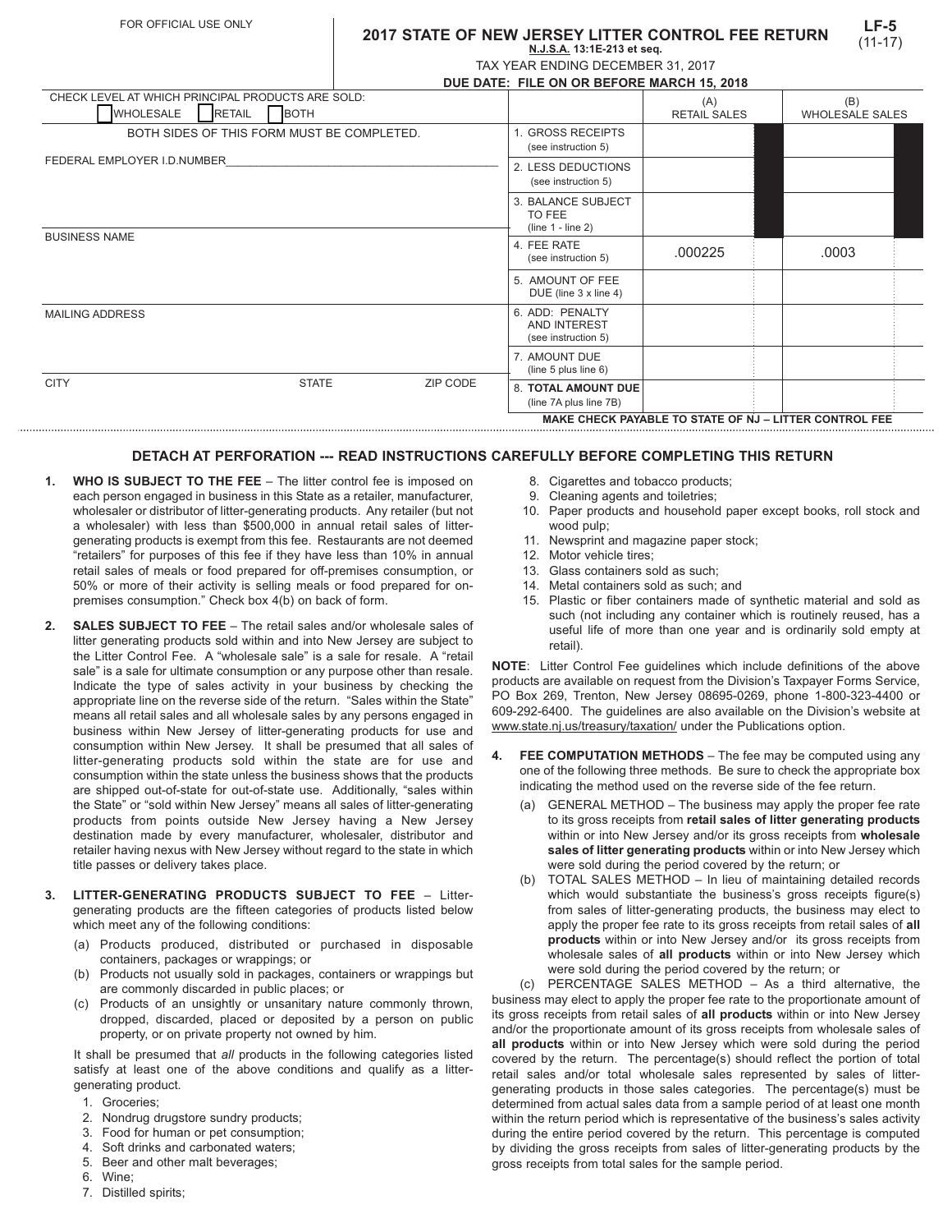FOR OFFICIAL USE ONLY

# 2017 STATE OF NEW JERSEY LITTER CONTROL FEE RETURN

**LF-5** (11-17)

N.J.S.A. 13:1E-213 et seq.

TAX YEAR ENDING DECEMBER 31, 2017

**DUE DATE: FILE ON OR BEFORE MARCH 15, 2018**

CHECK LEVEL AT WHICH PRINCIPAL PRODUCTS ARE SOLD:
☐ WHOLESALE ☐ RETAIL ☐ BOTH

BOTH SIDES OF THIS FORM MUST BE COMPLETED.

FEDERAL EMPLOYER I.D.NUMBER____________________

BUSINESS NAME

MAILING ADDRESS

CITY | STATE | ZIP CODE

| | (A) RETAIL SALES | (B) WHOLESALE SALES |
|---|---|---|
| 1. GROSS RECEIPTS (see instruction 5) | | |
| 2. LESS DEDUCTIONS (see instruction 5) | | |
| 3. BALANCE SUBJECT TO FEE (line 1 - line 2) | | |
| 4. FEE RATE (see instruction 5) | .000225 | .0003 |
| 5. AMOUNT OF FEE DUE (line 3 x line 4) | | |
| 6. ADD: PENALTY AND INTEREST (see instruction 5) | | |
| 7. AMOUNT DUE (line 5 plus line 6) | | |
| 8. **TOTAL AMOUNT DUE** (line 7A plus line 7B) | | |

**MAKE CHECK PAYABLE TO STATE OF NJ – LITTER CONTROL FEE**

### DETACH AT PERFORATION --- READ INSTRUCTIONS CAREFULLY BEFORE COMPLETING THIS RETURN

1. **WHO IS SUBJECT TO THE FEE** – The litter control fee is imposed on each person engaged in business in this State as a retailer, manufacturer, wholesaler or distributor of litter-generating products. Any retailer (but not a wholesaler) with less than $500,000 in annual retail sales of litter-generating products is exempt from this fee. Restaurants are not deemed "retailers" for purposes of this fee if they have less than 10% in annual retail sales of meals or food prepared for off-premises consumption, or 50% or more of their activity is selling meals or food prepared for on-premises consumption." Check box 4(b) on back of form.

2. **SALES SUBJECT TO FEE** – The retail sales and/or wholesale sales of litter generating products sold within and into New Jersey are subject to the Litter Control Fee. A "wholesale sale" is a sale for resale. A "retail sale" is a sale for ultimate consumption or any purpose other than resale. Indicate the type of sales activity in your business by checking the appropriate line on the reverse side of the return. "Sales within the State" means all retail sales and all wholesale sales by any persons engaged in business within New Jersey of litter-generating products for use and consumption within New Jersey. It shall be presumed that all sales of litter-generating products sold within the state are for use and consumption within the state unless the business shows that the products are shipped out-of-state for out-of-state use. Additionally, "sales within the State" or "sold within New Jersey" means all sales of litter-generating products from points outside New Jersey having a New Jersey destination made by every manufacturer, wholesaler, distributor and retailer having nexus with New Jersey without regard to the state in which title passes or delivery takes place.

3. **LITTER-GENERATING PRODUCTS SUBJECT TO FEE** – Litter-generating products are the fifteen categories of products listed below which meet any of the following conditions:
   (a) Products produced, distributed or purchased in disposable containers, packages or wrappings; or
   (b) Products not usually sold in packages, containers or wrappings but are commonly discarded in public places; or
   (c) Products of an unsightly or unsanitary nature commonly thrown, dropped, discarded, placed or deposited by a person on public property, or on private property not owned by him.

   It shall be presumed that *all* products in the following categories listed satisfy at least one of the above conditions and qualify as a litter-generating product.
   1. Groceries;
   2. Nondrug drugstore sundry products;
   3. Food for human or pet consumption;
   4. Soft drinks and carbonated waters;
   5. Beer and other malt beverages;
   6. Wine;
   7. Distilled spirits;
   8. Cigarettes and tobacco products;
   9. Cleaning agents and toiletries;
   10. Paper products and household paper except books, roll stock and wood pulp;
   11. Newsprint and magazine paper stock;
   12. Motor vehicle tires;
   13. Glass containers sold as such;
   14. Metal containers sold as such; and
   15. Plastic or fiber containers made of synthetic material and sold as such (not including any container which is routinely reused, has a useful life of more than one year and is ordinarily sold empty at retail).

**NOTE**: Litter Control Fee guidelines which include definitions of the above products are available on request from the Division's Taxpayer Forms Service, PO Box 269, Trenton, New Jersey 08695-0269, phone 1-800-323-4400 or 609-292-6400. The guidelines are also available on the Division's website at www.state.nj.us/treasury/taxation/ under the Publications option.

4. **FEE COMPUTATION METHODS** – The fee may be computed using any one of the following three methods. Be sure to check the appropriate box indicating the method used on the reverse side of the fee return.
   (a) GENERAL METHOD – The business may apply the proper fee rate to its gross receipts from **retail sales of litter generating products** within or into New Jersey and/or its gross receipts from **wholesale sales of litter generating products** within or into New Jersey which were sold during the period covered by the return; or
   (b) TOTAL SALES METHOD – In lieu of maintaining detailed records which would substantiate the business's gross receipts figure(s) from sales of litter-generating products, the business may elect to apply the proper fee rate to its gross receipts from retail sales of **all products** within or into New Jersey and/or its gross receipts from wholesale sales of **all products** within or into New Jersey which were sold during the period covered by the return; or
   (c) PERCENTAGE SALES METHOD – As a third alternative, the business may elect to apply the proper fee rate to the proportionate amount of its gross receipts from retail sales of **all products** within or into New Jersey and/or the proportionate amount of its gross receipts from wholesale sales of **all products** within or into New Jersey which were sold during the period covered by the return. The percentage(s) should reflect the portion of total retail sales and/or total wholesale sales represented by sales of litter-generating products in those sales categories. The percentage(s) must be determined from actual sales data from a sample period of at least one month within the return period which is representative of the business's sales activity during the entire period covered by the return. This percentage is computed by dividing the gross receipts from sales of litter-generating products by the gross receipts from total sales for the sample period.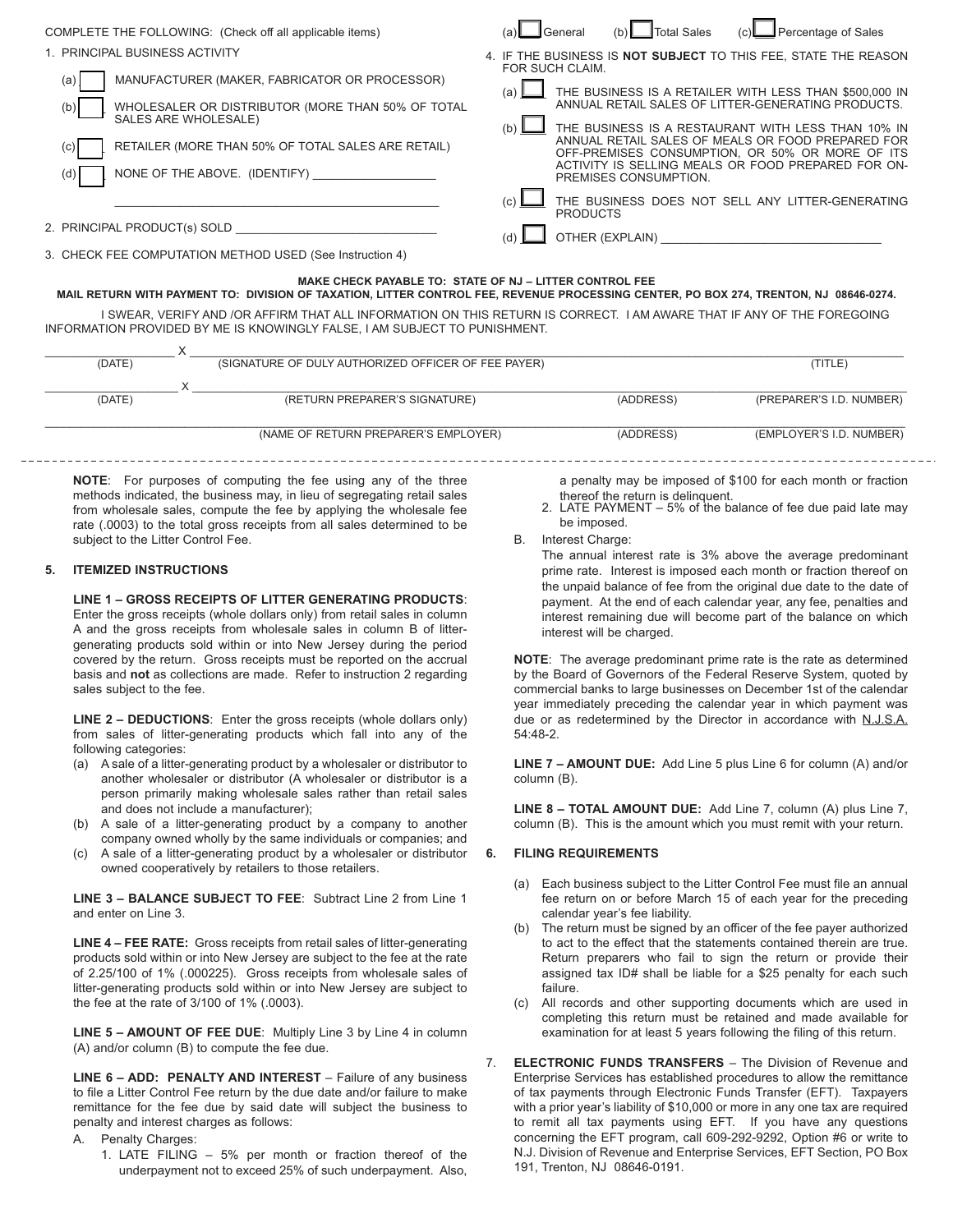COMPLETE THE FOLLOWING: (Check off all applicable items)

1. PRINCIPAL BUSINESS ACTIVITY

   (a) ☐ MANUFACTURER (MAKER, FABRICATOR OR PROCESSOR)

   (b) ☐ WHOLESALER OR DISTRIBUTOR (MORE THAN 50% OF TOTAL SALES ARE WHOLESALE)

   (c) ☐ RETAILER (MORE THAN 50% OF TOTAL SALES ARE RETAIL)

   (d) ☐ NONE OF THE ABOVE. (IDENTIFY) ____________________

   ____________________________________________________

2. PRINCIPAL PRODUCT(s) SOLD ________________________________

3. CHECK FEE COMPUTATION METHOD USED (See Instruction 4)

   (a) ☐ General (b) ☐ Total Sales (c) ☐ Percentage of Sales

4. IF THE BUSINESS IS **NOT SUBJECT** TO THIS FEE, STATE THE REASON FOR SUCH CLAIM.

   (a) ☐ THE BUSINESS IS A RETAILER WITH LESS THAN $500,000 IN ANNUAL RETAIL SALES OF LITTER-GENERATING PRODUCTS.

   (b) ☐ THE BUSINESS IS A RESTAURANT WITH LESS THAN 10% IN ANNUAL RETAIL SALES OF MEALS OR FOOD PREPARED FOR OFF-PREMISES CONSUMPTION, OR 50% OR MORE OF ITS ACTIVITY IS SELLING MEALS OR FOOD PREPARED FOR ON-PREMISES CONSUMPTION.

   (c) ☐ THE BUSINESS DOES NOT SELL ANY LITTER-GENERATING PRODUCTS

   (d) ☐ OTHER (EXPLAIN) ____________________________________

**MAKE CHECK PAYABLE TO: STATE OF NJ – LITTER CONTROL FEE**
**MAIL RETURN WITH PAYMENT TO: DIVISION OF TAXATION, LITTER CONTROL FEE, REVENUE PROCESSING CENTER, PO BOX 274, TRENTON, NJ 08646-0274.**

I SWEAR, VERIFY AND /OR AFFIRM THAT ALL INFORMATION ON THIS RETURN IS CORRECT. I AM AWARE THAT IF ANY OF THE FOREGOING INFORMATION PROVIDED BY ME IS KNOWINGLY FALSE, I AM SUBJECT TO PUNISHMENT.

____________________ X ____________________________________________________________ ____________________
(DATE) (SIGNATURE OF DULY AUTHORIZED OFFICER OF FEE PAYER) (TITLE)

____________________ X ________________________________ ____________________ ____________________
(DATE) (RETURN PREPARER'S SIGNATURE) (ADDRESS) (PREPARER'S I.D. NUMBER)

____________________________________________________ ____________________ ____________________
(NAME OF RETURN PREPARER'S EMPLOYER) (ADDRESS) (EMPLOYER'S I.D. NUMBER)

---

**NOTE**: For purposes of computing the fee using any of the three methods indicated, the business may, in lieu of segregating retail sales from wholesale sales, compute the fee by applying the wholesale fee rate (.0003) to the total gross receipts from all sales determined to be subject to the Litter Control Fee.

## 5. ITEMIZED INSTRUCTIONS

**LINE 1 – GROSS RECEIPTS OF LITTER GENERATING PRODUCTS**: Enter the gross receipts (whole dollars only) from retail sales in column A and the gross receipts from wholesale sales in column B of litter-generating products sold within or into New Jersey during the period covered by the return. Gross receipts must be reported on the accrual basis and **not** as collections are made. Refer to instruction 2 regarding sales subject to the fee.

**LINE 2 – DEDUCTIONS**: Enter the gross receipts (whole dollars only) from sales of litter-generating products which fall into any of the following categories:

(a) A sale of a litter-generating product by a wholesaler or distributor to another wholesaler or distributor (A wholesaler or distributor is a person primarily making wholesale sales rather than retail sales and does not include a manufacturer);
(b) A sale of a litter-generating product by a company to another company owned wholly by the same individuals or companies; and
(c) A sale of a litter-generating product by a wholesaler or distributor owned cooperatively by retailers to those retailers.

**LINE 3 – BALANCE SUBJECT TO FEE**: Subtract Line 2 from Line 1 and enter on Line 3.

**LINE 4 – FEE RATE:** Gross receipts from retail sales of litter-generating products sold within or into New Jersey are subject to the fee at the rate of 2.25/100 of 1% (.000225). Gross receipts from wholesale sales of litter-generating products sold within or into New Jersey are subject to the fee at the rate of 3/100 of 1% (.0003).

**LINE 5 – AMOUNT OF FEE DUE**: Multiply Line 3 by Line 4 in column (A) and/or column (B) to compute the fee due.

**LINE 6 – ADD: PENALTY AND INTEREST** – Failure of any business to file a Litter Control Fee return by the due date and/or failure to make remittance for the fee due by said date will subject the business to penalty and interest charges as follows:

A. Penalty Charges:
   1. LATE FILING – 5% per month or fraction thereof of the underpayment not to exceed 25% of such underpayment. Also, a penalty may be imposed of $100 for each month or fraction thereof the return is delinquent.
   2. LATE PAYMENT – 5% of the balance of fee due paid late may be imposed.

B. Interest Charge:
   The annual interest rate is 3% above the average predominant prime rate. Interest is imposed each month or fraction thereof on the unpaid balance of fee from the original due date to the date of payment. At the end of each calendar year, any fee, penalties and interest remaining due will become part of the balance on which interest will be charged.

**NOTE**: The average predominant prime rate is the rate as determined by the Board of Governors of the Federal Reserve System, quoted by commercial banks to large businesses on December 1st of the calendar year immediately preceding the calendar year in which payment was due or as redetermined by the Director in accordance with N.J.S.A. 54:48-2.

**LINE 7 – AMOUNT DUE:** Add Line 5 plus Line 6 for column (A) and/or column (B).

**LINE 8 – TOTAL AMOUNT DUE:** Add Line 7, column (A) plus Line 7, column (B). This is the amount which you must remit with your return.

## 6. FILING REQUIREMENTS

(a) Each business subject to the Litter Control Fee must file an annual fee return on or before March 15 of each year for the preceding calendar year's fee liability.
(b) The return must be signed by an officer of the fee payer authorized to act to the effect that the statements contained therein are true. Return preparers who fail to sign the return or provide their assigned tax ID# shall be liable for a $25 penalty for each such failure.
(c) All records and other supporting documents which are used in completing this return must be retained and made available for examination for at least 5 years following the filing of this return.

7. **ELECTRONIC FUNDS TRANSFERS** – The Division of Revenue and Enterprise Services has established procedures to allow the remittance of tax payments through Electronic Funds Transfer (EFT). Taxpayers with a prior year's liability of $10,000 or more in any one tax are required to remit all tax payments using EFT. If you have any questions concerning the EFT program, call 609-292-9292, Option #6 or write to N.J. Division of Revenue and Enterprise Services, EFT Section, PO Box 191, Trenton, NJ 08646-0191.